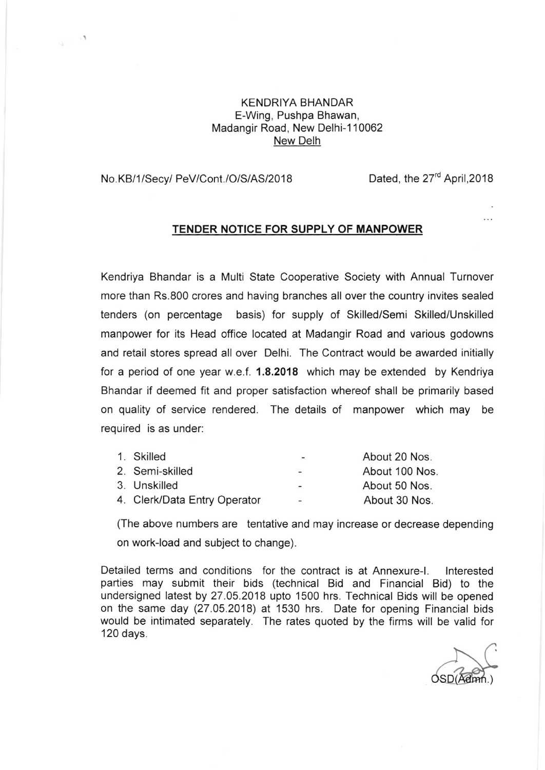KENDRIYA BHANDAR
E-Wing, Pushpa Bhawan,
Madangir Road, New Delhi-110062
New Delh

No.KB/1/Secy/ PeV/Cont./O/S/AS/2018 Dated, the 27rd April,2018

## TENDER NOTICE FOR SUPPLY OF MANPOWER

Kendriya Bhandar is a Multi State Cooperative Society with Annual Turnover more than Rs.800 crores and having branches all over the country invites sealed tenders (on percentage basis) for supply of Skilled/Semi Skilled/Unskilled manpower for its Head office located at Madangir Road and various godowns and retail stores spread all over Delhi. The Contract would be awarded initially for a period of one year w.e.f. **1.8.2018** which may be extended by Kendriya Bhandar if deemed fit and proper satisfaction whereof shall be primarily based on quality of service rendered. The details of manpower which may be required is as under:

1. Skilled - About 20 Nos.
2. Semi-skilled - About 100 Nos.
3. Unskilled - About 50 Nos.
4. Clerk/Data Entry Operator - About 30 Nos.

(The above numbers are tentative and may increase or decrease depending on work-load and subject to change).

Detailed terms and conditions for the contract is at Annexure-I. Interested parties may submit their bids (technical Bid and Financial Bid) to the undersigned latest by 27.05.2018 upto 1500 hrs. Technical Bids will be opened on the same day (27.05.2018) at 1530 hrs. Date for opening Financial bids would be intimated separately. The rates quoted by the firms will be valid for 120 days.

OSD(Admn.)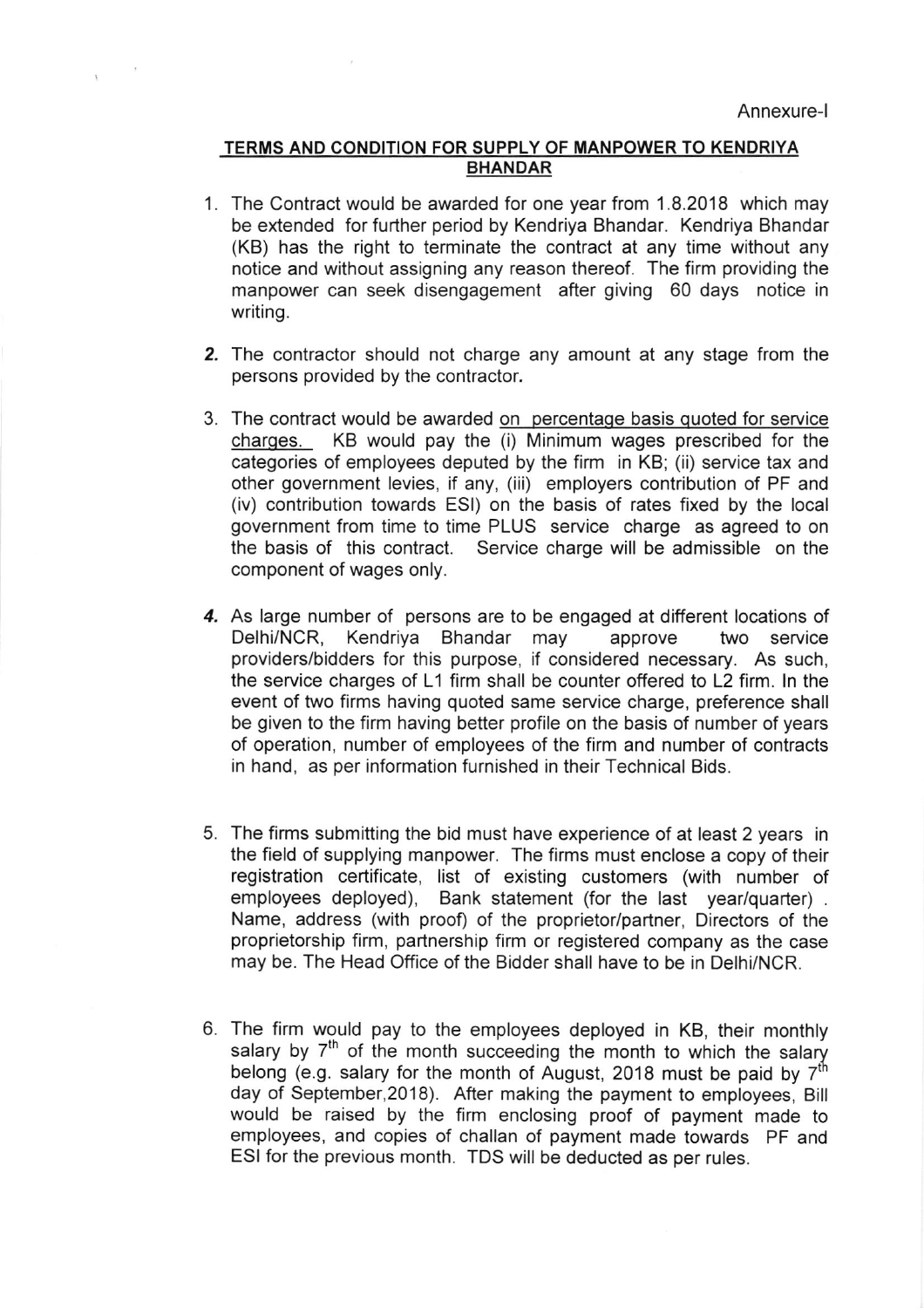Annexure-I

## TERMS AND CONDITION FOR SUPPLY OF MANPOWER TO KENDRIYA BHANDAR

1. The Contract would be awarded for one year from 1.8.2018 which may be extended for further period by Kendriya Bhandar. Kendriya Bhandar (KB) has the right to terminate the contract at any time without any notice and without assigning any reason thereof. The firm providing the manpower can seek disengagement after giving 60 days notice in writing.

2. The contractor should not charge any amount at any stage from the persons provided by the contractor.

3. The contract would be awarded on percentage basis quoted for service charges. KB would pay the (i) Minimum wages prescribed for the categories of employees deputed by the firm in KB; (ii) service tax and other government levies, if any, (iii) employers contribution of PF and (iv) contribution towards ESI) on the basis of rates fixed by the local government from time to time PLUS service charge as agreed to on the basis of this contract. Service charge will be admissible on the component of wages only.

4. As large number of persons are to be engaged at different locations of Delhi/NCR, Kendriya Bhandar may approve two service providers/bidders for this purpose, if considered necessary. As such, the service charges of L1 firm shall be counter offered to L2 firm. In the event of two firms having quoted same service charge, preference shall be given to the firm having better profile on the basis of number of years of operation, number of employees of the firm and number of contracts in hand, as per information furnished in their Technical Bids.

5. The firms submitting the bid must have experience of at least 2 years in the field of supplying manpower. The firms must enclose a copy of their registration certificate, list of existing customers (with number of employees deployed), Bank statement (for the last year/quarter) . Name, address (with proof) of the proprietor/partner, Directors of the proprietorship firm, partnership firm or registered company as the case may be. The Head Office of the Bidder shall have to be in Delhi/NCR.

6. The firm would pay to the employees deployed in KB, their monthly salary by 7th of the month succeeding the month to which the salary belong (e.g. salary for the month of August, 2018 must be paid by 7th day of September,2018). After making the payment to employees, Bill would be raised by the firm enclosing proof of payment made to employees, and copies of challan of payment made towards PF and ESI for the previous month. TDS will be deducted as per rules.